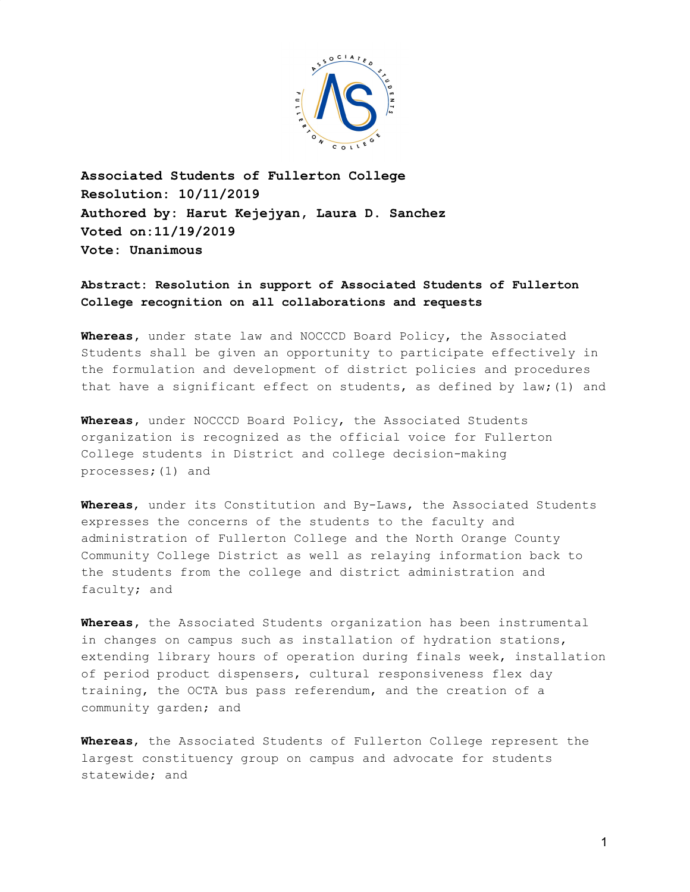**Associated Students of Fullerton College**
**Resolution: 10/11/2019**
**Authored by: Harut Kejejyan, Laura D. Sanchez**
**Voted on:11/19/2019**
**Vote: Unanimous**

**Abstract: Resolution in support of Associated Students of Fullerton College recognition on all collaborations and requests**

**Whereas**, under state law and NOCCCD Board Policy, the Associated Students shall be given an opportunity to participate effectively in the formulation and development of district policies and procedures that have a significant effect on students, as defined by law;(1) and

**Whereas**, under NOCCCD Board Policy, the Associated Students organization is recognized as the official voice for Fullerton College students in District and college decision-making processes;(1) and

**Whereas**, under its Constitution and By-Laws, the Associated Students expresses the concerns of the students to the faculty and administration of Fullerton College and the North Orange County Community College District as well as relaying information back to the students from the college and district administration and faculty; and

**Whereas**, the Associated Students organization has been instrumental in changes on campus such as installation of hydration stations, extending library hours of operation during finals week, installation of period product dispensers, cultural responsiveness flex day training, the OCTA bus pass referendum, and the creation of a community garden; and

**Whereas**, the Associated Students of Fullerton College represent the largest constituency group on campus and advocate for students statewide; and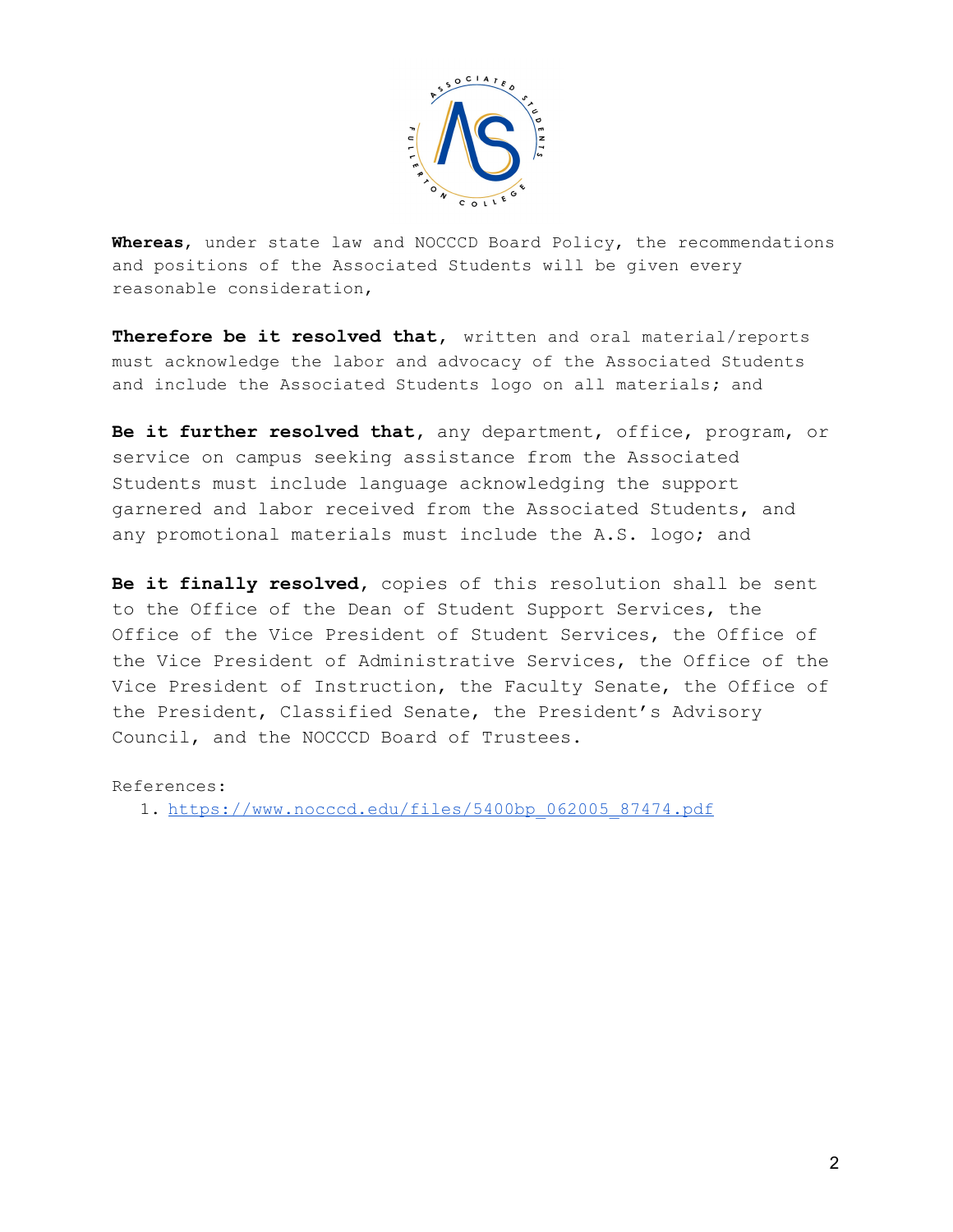**Whereas**, under state law and NOCCCD Board Policy, the recommendations and positions of the Associated Students will be given every reasonable consideration,

**Therefore be it resolved that**, written and oral material/reports must acknowledge the labor and advocacy of the Associated Students and include the Associated Students logo on all materials; and

**Be it further resolved that**, any department, office, program, or service on campus seeking assistance from the Associated Students must include language acknowledging the support garnered and labor received from the Associated Students, and any promotional materials must include the A.S. logo; and

**Be it finally resolved**, copies of this resolution shall be sent to the Office of the Dean of Student Support Services, the Office of the Vice President of Student Services, the Office of the Vice President of Administrative Services, the Office of the Vice President of Instruction, the Faculty Senate, the Office of the President, Classified Senate, the President's Advisory Council, and the NOCCCD Board of Trustees.

References:

1. https://www.nocccd.edu/files/5400bp_062005_87474.pdf